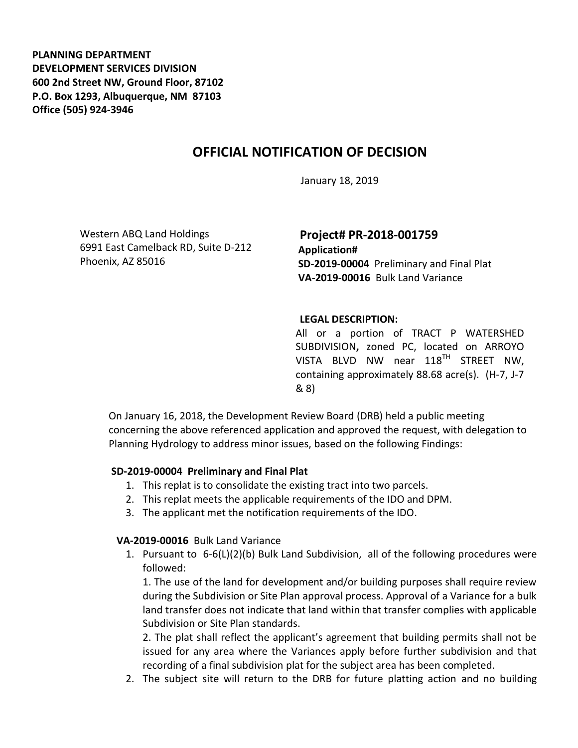**PLANNING DEPARTMENT**
**DEVELOPMENT SERVICES DIVISION**
**600 2nd Street NW, Ground Floor, 87102**
**P.O. Box 1293, Albuquerque, NM 87103**
**Office (505) 924-3946**

# OFFICIAL NOTIFICATION OF DECISION

January 18, 2019

Western ABQ Land Holdings
6991 East Camelback RD, Suite D-212
Phoenix, AZ 85016

**Project# PR-2018-001759**
**Application#**
**SD-2019-00004** Preliminary and Final Plat
**VA-2019-00016** Bulk Land Variance

**LEGAL DESCRIPTION:**
All or a portion of TRACT P WATERSHED SUBDIVISION**,** zoned PC, located on ARROYO VISTA BLVD NW near 118TH STREET NW, containing approximately 88.68 acre(s). (H-7, J-7 & 8)

On January 16, 2018, the Development Review Board (DRB) held a public meeting concerning the above referenced application and approved the request, with delegation to Planning Hydrology to address minor issues, based on the following Findings:

**SD-2019-00004 Preliminary and Final Plat**

1. This replat is to consolidate the existing tract into two parcels.
2. This replat meets the applicable requirements of the IDO and DPM.
3. The applicant met the notification requirements of the IDO.

**VA-2019-00016** Bulk Land Variance

1. Pursuant to 6-6(L)(2)(b) Bulk Land Subdivision, all of the following procedures were followed:

   1. The use of the land for development and/or building purposes shall require review during the Subdivision or Site Plan approval process. Approval of a Variance for a bulk land transfer does not indicate that land within that transfer complies with applicable Subdivision or Site Plan standards.

   2. The plat shall reflect the applicant's agreement that building permits shall not be issued for any area where the Variances apply before further subdivision and that recording of a final subdivision plat for the subject area has been completed.

2. The subject site will return to the DRB for future platting action and no building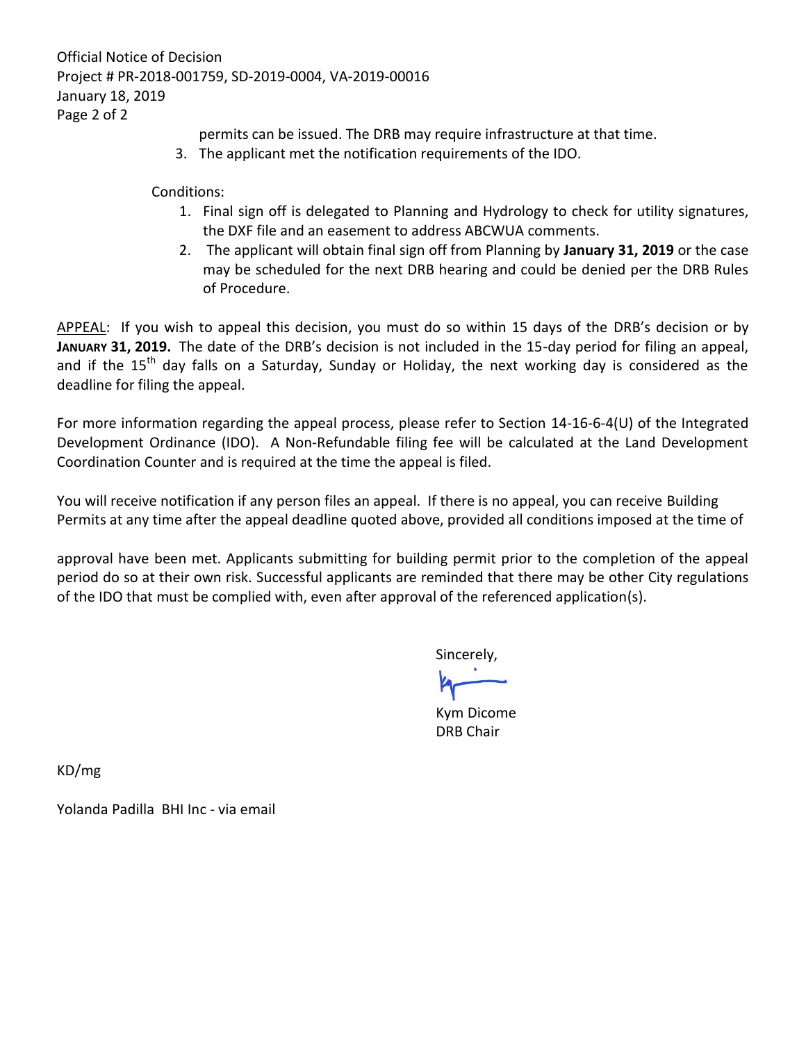permits can be issued. The DRB may require infrastructure at that time.

3. The applicant met the notification requirements of the IDO.

Conditions:

1. Final sign off is delegated to Planning and Hydrology to check for utility signatures, the DXF file and an easement to address ABCWUA comments.
2. The applicant will obtain final sign off from Planning by **January 31, 2019** or the case may be scheduled for the next DRB hearing and could be denied per the DRB Rules of Procedure.

APPEAL: If you wish to appeal this decision, you must do so within 15 days of the DRB's decision or by **JANUARY 31, 2019.** The date of the DRB's decision is not included in the 15-day period for filing an appeal, and if the 15th day falls on a Saturday, Sunday or Holiday, the next working day is considered as the deadline for filing the appeal.

For more information regarding the appeal process, please refer to Section 14-16-6-4(U) of the Integrated Development Ordinance (IDO). A Non-Refundable filing fee will be calculated at the Land Development Coordination Counter and is required at the time the appeal is filed.

You will receive notification if any person files an appeal. If there is no appeal, you can receive Building Permits at any time after the appeal deadline quoted above, provided all conditions imposed at the time of approval have been met. Applicants submitting for building permit prior to the completion of the appeal period do so at their own risk. Successful applicants are reminded that there may be other City regulations of the IDO that must be complied with, even after approval of the referenced application(s).

Sincerely,

Kym Dicome
DRB Chair

KD/mg

Yolanda Padilla BHI Inc - via email